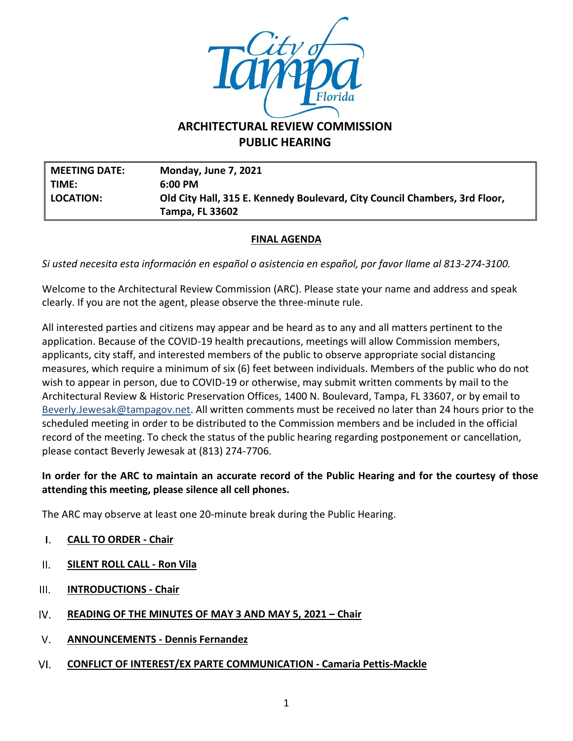# ARCHITECTURAL REVIEW COMMISSION
## PUBLIC HEARING

| | |
|---|---|
| **MEETING DATE:** | **Monday, June 7, 2021** |
| **TIME:** | **6:00 PM** |
| **LOCATION:** | **Old City Hall, 315 E. Kennedy Boulevard, City Council Chambers, 3rd Floor, Tampa, FL 33602** |

**FINAL AGENDA**

*Si usted necesita esta información en español o asistencia en español, por favor llame al 813-274-3100.*

Welcome to the Architectural Review Commission (ARC). Please state your name and address and speak clearly. If you are not the agent, please observe the three-minute rule.

All interested parties and citizens may appear and be heard as to any and all matters pertinent to the application. Because of the COVID-19 health precautions, meetings will allow Commission members, applicants, city staff, and interested members of the public to observe appropriate social distancing measures, which require a minimum of six (6) feet between individuals. Members of the public who do not wish to appear in person, due to COVID-19 or otherwise, may submit written comments by mail to the Architectural Review & Historic Preservation Offices, 1400 N. Boulevard, Tampa, FL 33607, or by email to Beverly.Jewesak@tampagov.net. All written comments must be received no later than 24 hours prior to the scheduled meeting in order to be distributed to the Commission members and be included in the official record of the meeting. To check the status of the public hearing regarding postponement or cancellation, please contact Beverly Jewesak at (813) 274-7706.

**In order for the ARC to maintain an accurate record of the Public Hearing and for the courtesy of those attending this meeting, please silence all cell phones.**

The ARC may observe at least one 20-minute break during the Public Hearing.

I. **CALL TO ORDER - Chair**

II. **SILENT ROLL CALL - Ron Vila**

III. **INTRODUCTIONS - Chair**

IV. **READING OF THE MINUTES OF MAY 3 AND MAY 5, 2021 – Chair**

V. **ANNOUNCEMENTS - Dennis Fernandez**

VI. **CONFLICT OF INTEREST/EX PARTE COMMUNICATION - Camaria Pettis-Mackle**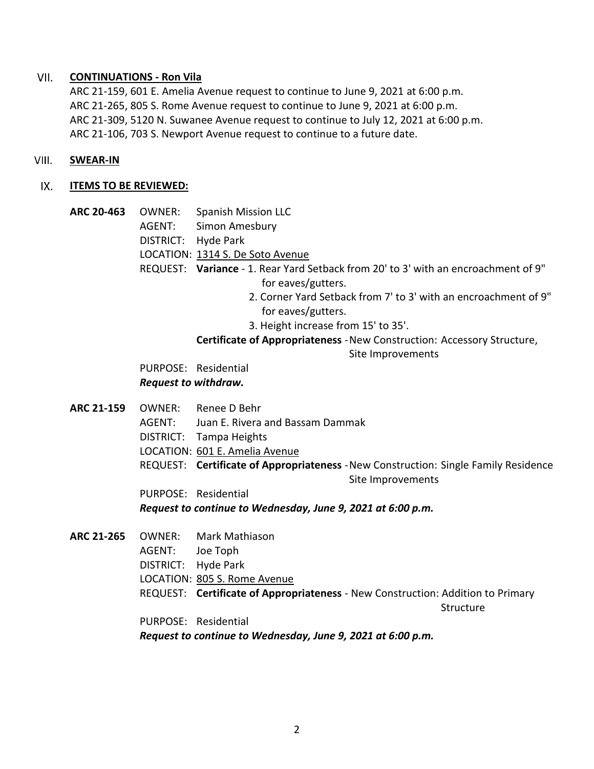## VII. CONTINUATIONS - Ron Vila

ARC 21-159, 601 E. Amelia Avenue request to continue to June 9, 2021 at 6:00 p.m.
ARC 21-265, 805 S. Rome Avenue request to continue to June 9, 2021 at 6:00 p.m.
ARC 21-309, 5120 N. Suwanee Avenue request to continue to July 12, 2021 at 6:00 p.m.
ARC 21-106, 703 S. Newport Avenue request to continue to a future date.

## VIII. SWEAR-IN

## IX. ITEMS TO BE REVIEWED:

**ARC 20-463**
OWNER: Spanish Mission LLC
AGENT: Simon Amesbury
DISTRICT: Hyde Park
LOCATION: 1314 S. De Soto Avenue
REQUEST: **Variance** - 1. Rear Yard Setback from 20' to 3' with an encroachment of 9" for eaves/gutters.
2. Corner Yard Setback from 7' to 3' with an encroachment of 9" for eaves/gutters.
3. Height increase from 15' to 35'.
**Certificate of Appropriateness** - New Construction: Accessory Structure, Site Improvements
PURPOSE: Residential
***Request to withdraw.***

**ARC 21-159**
OWNER: Renee D Behr
AGENT: Juan E. Rivera and Bassam Dammak
DISTRICT: Tampa Heights
LOCATION: 601 E. Amelia Avenue
REQUEST: **Certificate of Appropriateness** - New Construction: Single Family Residence Site Improvements
PURPOSE: Residential
***Request to continue to Wednesday, June 9, 2021 at 6:00 p.m.***

**ARC 21-265**
OWNER: Mark Mathiason
AGENT: Joe Toph
DISTRICT: Hyde Park
LOCATION: 805 S. Rome Avenue
REQUEST: **Certificate of Appropriateness** - New Construction: Addition to Primary Structure
PURPOSE: Residential
***Request to continue to Wednesday, June 9, 2021 at 6:00 p.m.***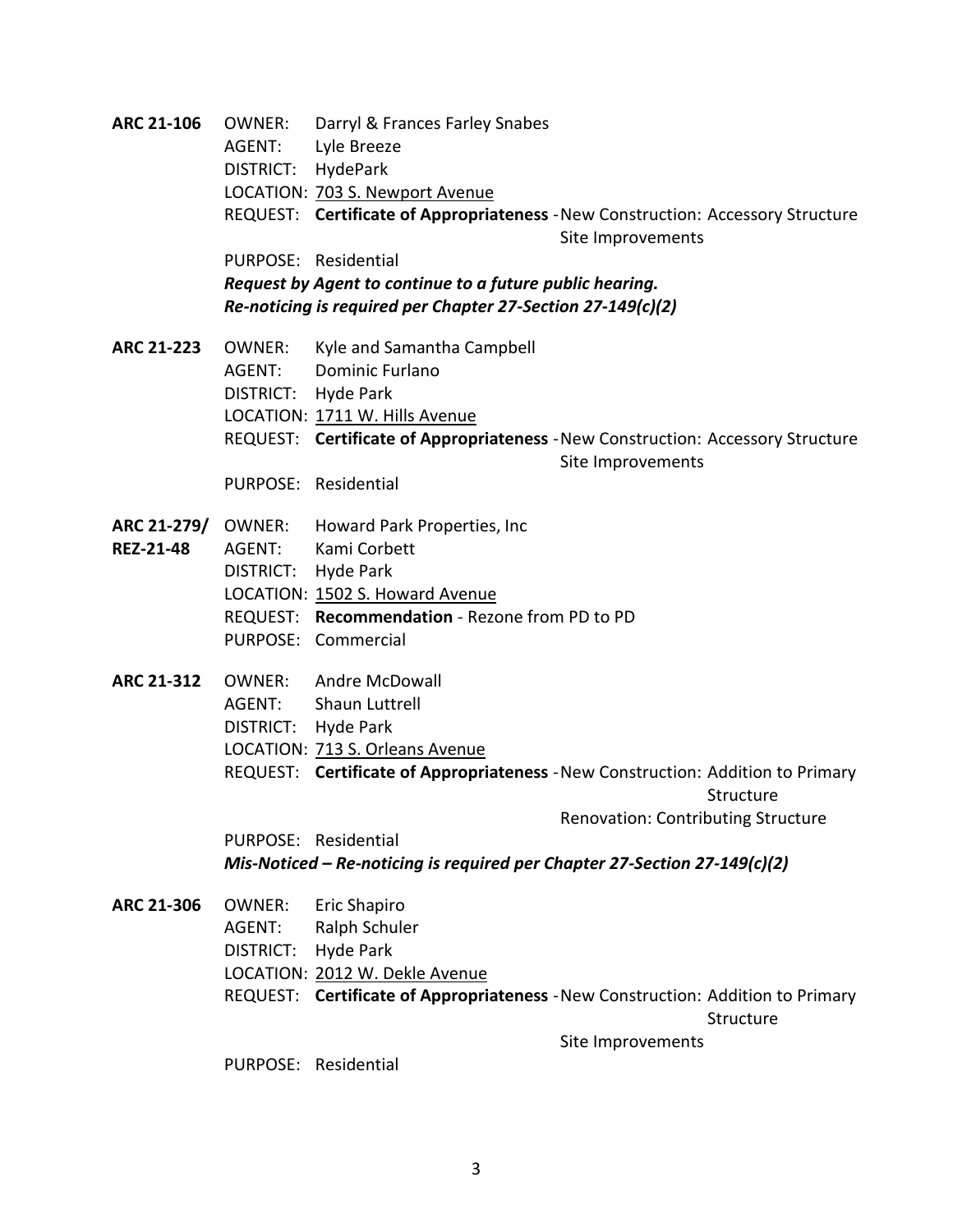**ARC 21-106**
OWNER: Darryl & Frances Farley Snabes
AGENT: Lyle Breeze
DISTRICT: HydePark
LOCATION: 703 S. Newport Avenue
REQUEST: **Certificate of Appropriateness** - New Construction: Accessory Structure
Site Improvements
PURPOSE: Residential
***Request by Agent to continue to a future public hearing.***
***Re-noticing is required per Chapter 27-Section 27-149(c)(2)***

**ARC 21-223**
OWNER: Kyle and Samantha Campbell
AGENT: Dominic Furlano
DISTRICT: Hyde Park
LOCATION: 1711 W. Hills Avenue
REQUEST: **Certificate of Appropriateness** - New Construction: Accessory Structure
Site Improvements
PURPOSE: Residential

**ARC 21-279/ REZ-21-48**
OWNER: Howard Park Properties, Inc
AGENT: Kami Corbett
DISTRICT: Hyde Park
LOCATION: 1502 S. Howard Avenue
REQUEST: **Recommendation** - Rezone from PD to PD
PURPOSE: Commercial

**ARC 21-312**
OWNER: Andre McDowall
AGENT: Shaun Luttrell
DISTRICT: Hyde Park
LOCATION: 713 S. Orleans Avenue
REQUEST: **Certificate of Appropriateness** - New Construction: Addition to Primary Structure
Renovation: Contributing Structure
PURPOSE: Residential
***Mis-Noticed – Re-noticing is required per Chapter 27-Section 27-149(c)(2)***

**ARC 21-306**
OWNER: Eric Shapiro
AGENT: Ralph Schuler
DISTRICT: Hyde Park
LOCATION: 2012 W. Dekle Avenue
REQUEST: **Certificate of Appropriateness** - New Construction: Addition to Primary Structure
Site Improvements
PURPOSE: Residential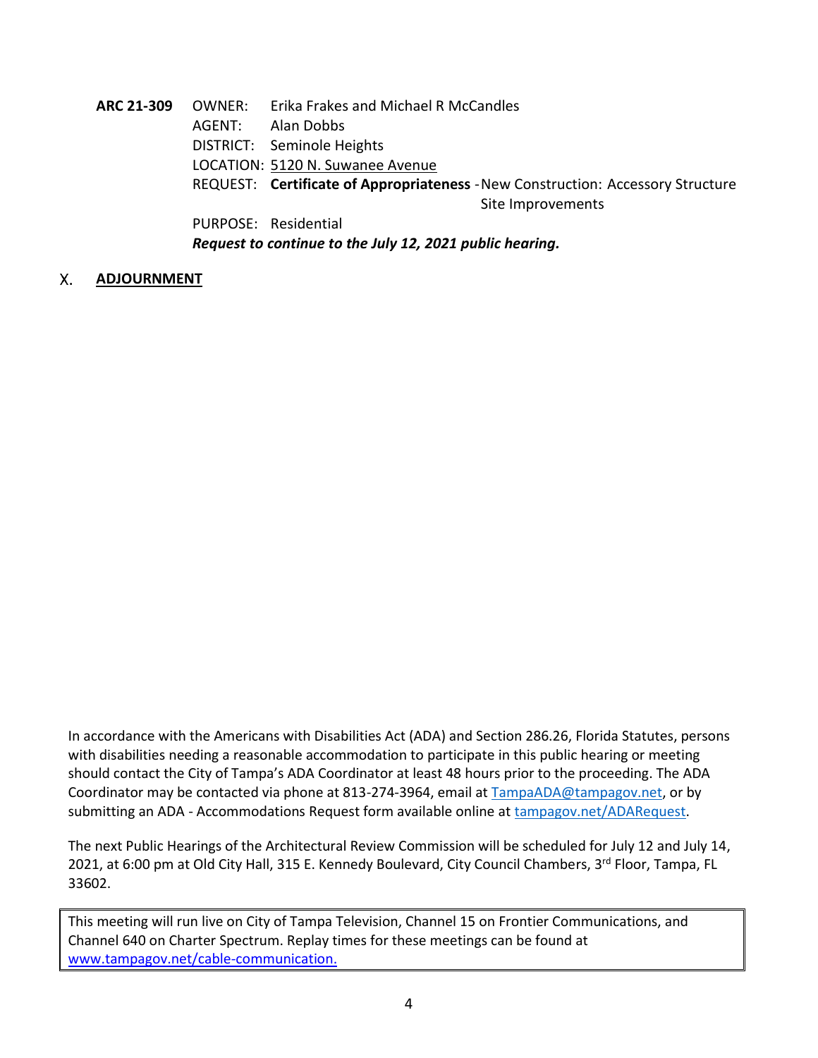**ARC 21-309** OWNER: Erika Frakes and Michael R McCandles
AGENT: Alan Dobbs
DISTRICT: Seminole Heights
LOCATION: 5120 N. Suwanee Avenue
REQUEST: **Certificate of Appropriateness** - New Construction: Accessory Structure
Site Improvements
PURPOSE: Residential
***Request to continue to the July 12, 2021 public hearing.***

## X. ADJOURNMENT

In accordance with the Americans with Disabilities Act (ADA) and Section 286.26, Florida Statutes, persons with disabilities needing a reasonable accommodation to participate in this public hearing or meeting should contact the City of Tampa's ADA Coordinator at least 48 hours prior to the proceeding. The ADA Coordinator may be contacted via phone at 813-274-3964, email at TampaADA@tampagov.net, or by submitting an ADA - Accommodations Request form available online at tampagov.net/ADARequest.

The next Public Hearings of the Architectural Review Commission will be scheduled for July 12 and July 14, 2021, at 6:00 pm at Old City Hall, 315 E. Kennedy Boulevard, City Council Chambers, 3rd Floor, Tampa, FL 33602.

This meeting will run live on City of Tampa Television, Channel 15 on Frontier Communications, and Channel 640 on Charter Spectrum. Replay times for these meetings can be found at www.tampagov.net/cable-communication.